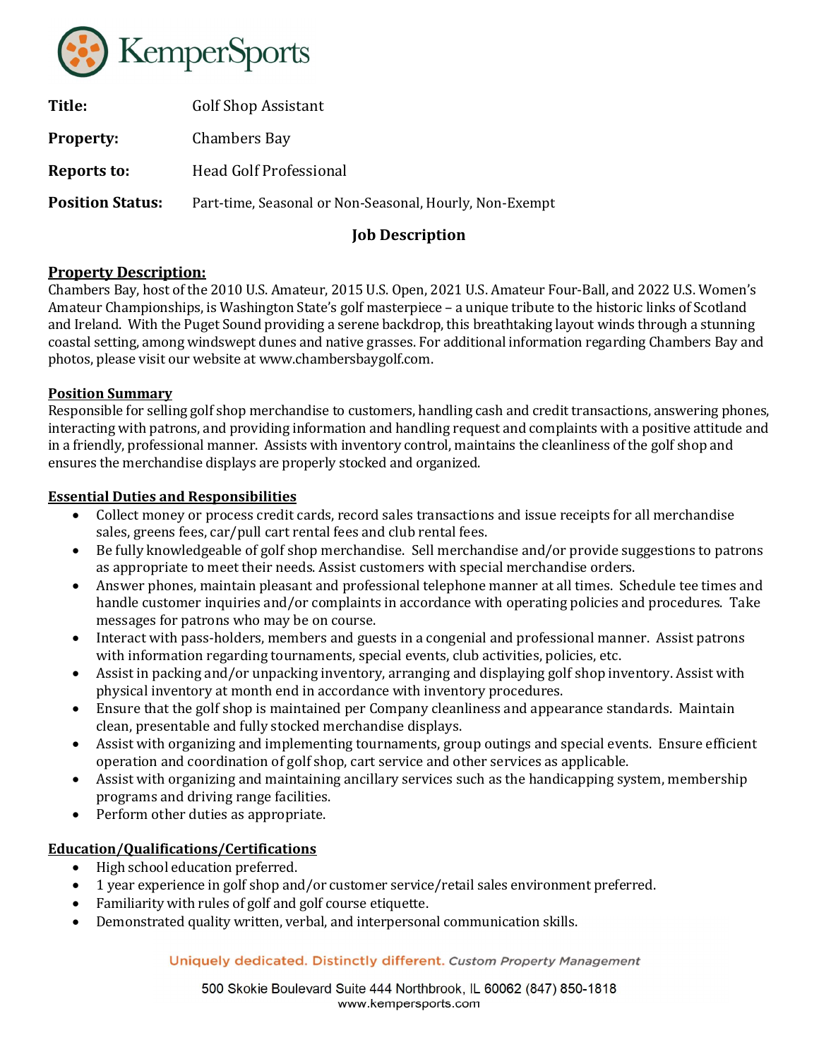KemperSports

| | |
|---|---|
| **Title:** | Golf Shop Assistant |
| **Property:** | Chambers Bay |
| **Reports to:** | Head Golf Professional |
| **Position Status:** | Part-time, Seasonal or Non-Seasonal, Hourly, Non-Exempt |

## Job Description

### Property Description:

Chambers Bay, host of the 2010 U.S. Amateur, 2015 U.S. Open, 2021 U.S. Amateur Four-Ball, and 2022 U.S. Women's Amateur Championships, is Washington State's golf masterpiece – a unique tribute to the historic links of Scotland and Ireland. With the Puget Sound providing a serene backdrop, this breathtaking layout winds through a stunning coastal setting, among windswept dunes and native grasses. For additional information regarding Chambers Bay and photos, please visit our website at www.chambersbaygolf.com.

### Position Summary

Responsible for selling golf shop merchandise to customers, handling cash and credit transactions, answering phones, interacting with patrons, and providing information and handling request and complaints with a positive attitude and in a friendly, professional manner. Assists with inventory control, maintains the cleanliness of the golf shop and ensures the merchandise displays are properly stocked and organized.

### Essential Duties and Responsibilities

- Collect money or process credit cards, record sales transactions and issue receipts for all merchandise sales, greens fees, car/pull cart rental fees and club rental fees.
- Be fully knowledgeable of golf shop merchandise. Sell merchandise and/or provide suggestions to patrons as appropriate to meet their needs. Assist customers with special merchandise orders.
- Answer phones, maintain pleasant and professional telephone manner at all times. Schedule tee times and handle customer inquiries and/or complaints in accordance with operating policies and procedures. Take messages for patrons who may be on course.
- Interact with pass-holders, members and guests in a congenial and professional manner. Assist patrons with information regarding tournaments, special events, club activities, policies, etc.
- Assist in packing and/or unpacking inventory, arranging and displaying golf shop inventory. Assist with physical inventory at month end in accordance with inventory procedures.
- Ensure that the golf shop is maintained per Company cleanliness and appearance standards. Maintain clean, presentable and fully stocked merchandise displays.
- Assist with organizing and implementing tournaments, group outings and special events. Ensure efficient operation and coordination of golf shop, cart service and other services as applicable.
- Assist with organizing and maintaining ancillary services such as the handicapping system, membership programs and driving range facilities.
- Perform other duties as appropriate.

### Education/Qualifications/Certifications

- High school education preferred.
- 1 year experience in golf shop and/or customer service/retail sales environment preferred.
- Familiarity with rules of golf and golf course etiquette.
- Demonstrated quality written, verbal, and interpersonal communication skills.

Uniquely dedicated. Distinctly different. *Custom Property Management*

500 Skokie Boulevard Suite 444 Northbrook, IL 60062 (847) 850-1818
www.kempersports.com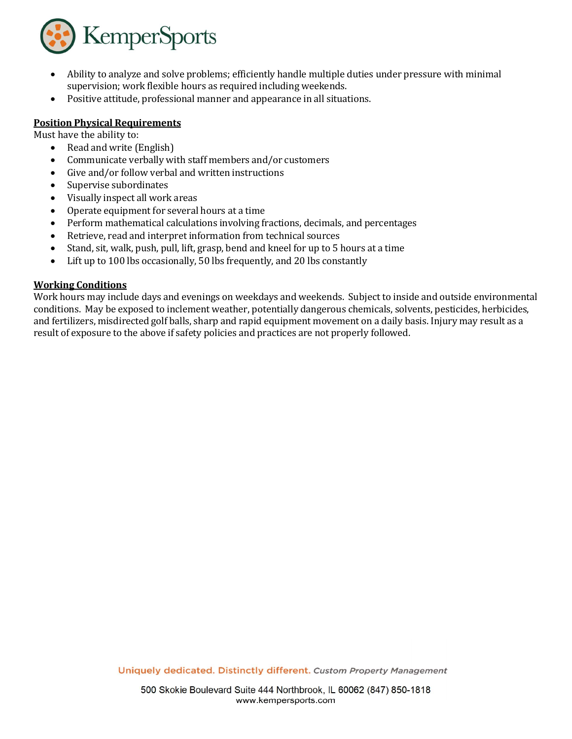- Ability to analyze and solve problems; efficiently handle multiple duties under pressure with minimal supervision; work flexible hours as required including weekends.
- Positive attitude, professional manner and appearance in all situations.

**Position Physical Requirements**

Must have the ability to:

- Read and write (English)
- Communicate verbally with staff members and/or customers
- Give and/or follow verbal and written instructions
- Supervise subordinates
- Visually inspect all work areas
- Operate equipment for several hours at a time
- Perform mathematical calculations involving fractions, decimals, and percentages
- Retrieve, read and interpret information from technical sources
- Stand, sit, walk, push, pull, lift, grasp, bend and kneel for up to 5 hours at a time
- Lift up to 100 lbs occasionally, 50 lbs frequently, and 20 lbs constantly

**Working Conditions**

Work hours may include days and evenings on weekdays and weekends. Subject to inside and outside environmental conditions. May be exposed to inclement weather, potentially dangerous chemicals, solvents, pesticides, herbicides, and fertilizers, misdirected golf balls, sharp and rapid equipment movement on a daily basis. Injury may result as a result of exposure to the above if safety policies and practices are not properly followed.